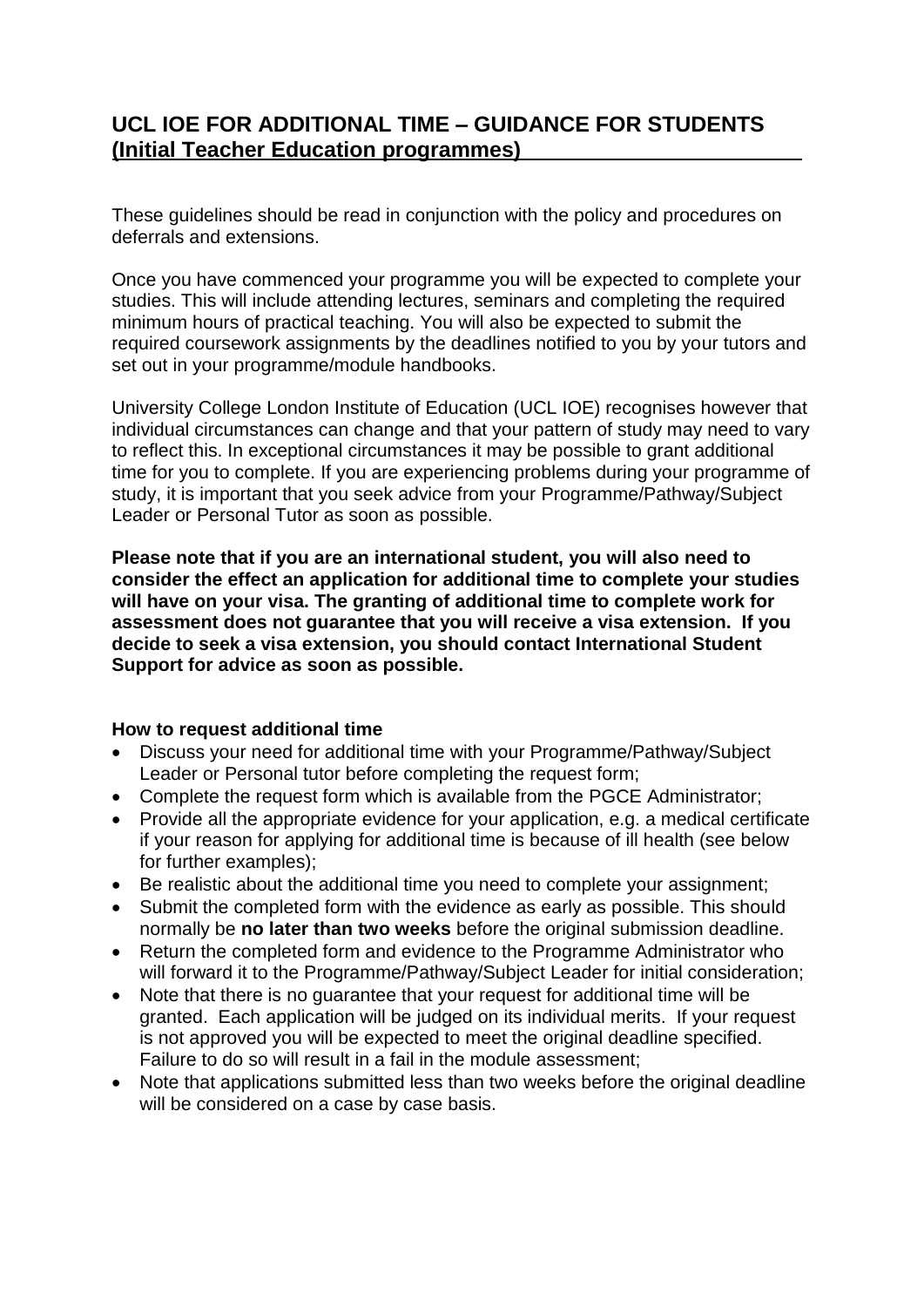# UCL IOE FOR ADDITIONAL TIME – GUIDANCE FOR STUDENTS (Initial Teacher Education programmes)

These guidelines should be read in conjunction with the policy and procedures on deferrals and extensions.

Once you have commenced your programme you will be expected to complete your studies. This will include attending lectures, seminars and completing the required minimum hours of practical teaching. You will also be expected to submit the required coursework assignments by the deadlines notified to you by your tutors and set out in your programme/module handbooks.

University College London Institute of Education (UCL IOE) recognises however that individual circumstances can change and that your pattern of study may need to vary to reflect this. In exceptional circumstances it may be possible to grant additional time for you to complete. If you are experiencing problems during your programme of study, it is important that you seek advice from your Programme/Pathway/Subject Leader or Personal Tutor as soon as possible.

**Please note that if you are an international student, you will also need to consider the effect an application for additional time to complete your studies will have on your visa. The granting of additional time to complete work for assessment does not guarantee that you will receive a visa extension. If you decide to seek a visa extension, you should contact International Student Support for advice as soon as possible.**

**How to request additional time**

- Discuss your need for additional time with your Programme/Pathway/Subject Leader or Personal tutor before completing the request form;
- Complete the request form which is available from the PGCE Administrator;
- Provide all the appropriate evidence for your application, e.g. a medical certificate if your reason for applying for additional time is because of ill health (see below for further examples);
- Be realistic about the additional time you need to complete your assignment;
- Submit the completed form with the evidence as early as possible. This should normally be **no later than two weeks** before the original submission deadline.
- Return the completed form and evidence to the Programme Administrator who will forward it to the Programme/Pathway/Subject Leader for initial consideration;
- Note that there is no guarantee that your request for additional time will be granted. Each application will be judged on its individual merits. If your request is not approved you will be expected to meet the original deadline specified. Failure to do so will result in a fail in the module assessment;
- Note that applications submitted less than two weeks before the original deadline will be considered on a case by case basis.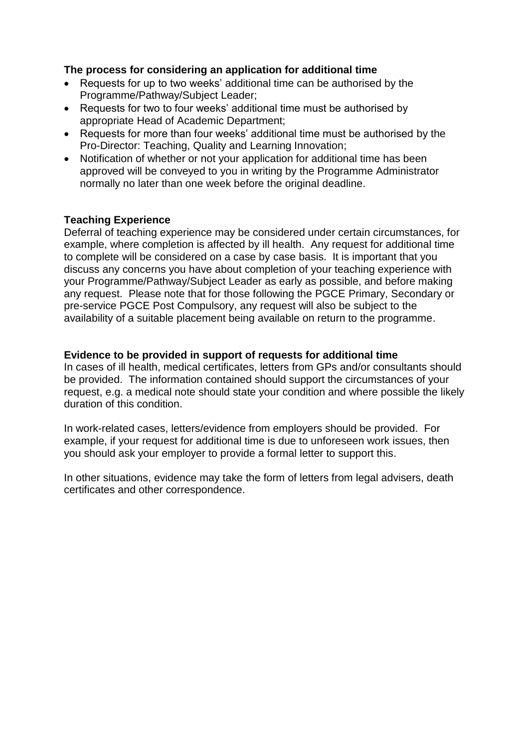**The process for considering an application for additional time**

- Requests for up to two weeks' additional time can be authorised by the Programme/Pathway/Subject Leader;
- Requests for two to four weeks' additional time must be authorised by appropriate Head of Academic Department;
- Requests for more than four weeks' additional time must be authorised by the Pro-Director: Teaching, Quality and Learning Innovation;
- Notification of whether or not your application for additional time has been approved will be conveyed to you in writing by the Programme Administrator normally no later than one week before the original deadline.

**Teaching Experience**

Deferral of teaching experience may be considered under certain circumstances, for example, where completion is affected by ill health. Any request for additional time to complete will be considered on a case by case basis. It is important that you discuss any concerns you have about completion of your teaching experience with your Programme/Pathway/Subject Leader as early as possible, and before making any request. Please note that for those following the PGCE Primary, Secondary or pre-service PGCE Post Compulsory, any request will also be subject to the availability of a suitable placement being available on return to the programme.

**Evidence to be provided in support of requests for additional time**

In cases of ill health, medical certificates, letters from GPs and/or consultants should be provided. The information contained should support the circumstances of your request, e.g. a medical note should state your condition and where possible the likely duration of this condition.

In work-related cases, letters/evidence from employers should be provided. For example, if your request for additional time is due to unforeseen work issues, then you should ask your employer to provide a formal letter to support this.

In other situations, evidence may take the form of letters from legal advisers, death certificates and other correspondence.